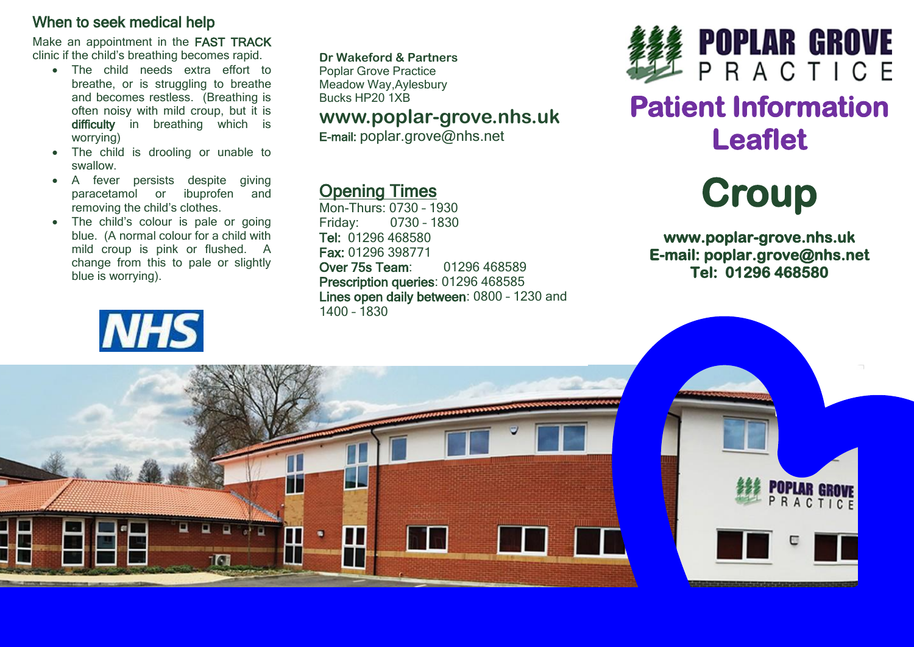## When to seek medical help

Make an appointment in the **FAST TRACK** clinic if the child's breathing becomes rapid.

- The child needs extra effort to breathe, or is struggling to breathe and becomes restless. (Breathing is often noisy with mild croup, but it is **difficulty** in breathing which is worrying)
- The child is drooling or unable to swallow.
- A fever persists despite giving paracetamol or ibuprofen and removing the child's clothes.
- The child's colour is pale or going blue. (A normal colour for a child with mild croup is pink or flushed. A change from this to pale or slightly blue is worrying).

NHS

**Dr Wakeford & Partners**
Poplar Grove Practice
Meadow Way,Aylesbury
Bucks HP20 1XB

**www.poplar-grove.nhs.uk**
**E-mail:** poplar.grove@nhs.net

## Opening Times

Mon-Thurs: 0730 – 1930
Friday: 0730 – 1830
**Tel:** 01296 468580
**Fax:** 01296 398771
**Over 75s Team**: 01296 468589
**Prescription queries**: 01296 468585
**Lines open daily between**: 0800 – 1230 and 1400 – 1830

POPLAR GROVE PRACTICE

# Patient Information Leaflet

# Croup

**www.poplar-grove.nhs.uk**
**E-mail: poplar.grove@nhs.net**
**Tel: 01296 468580**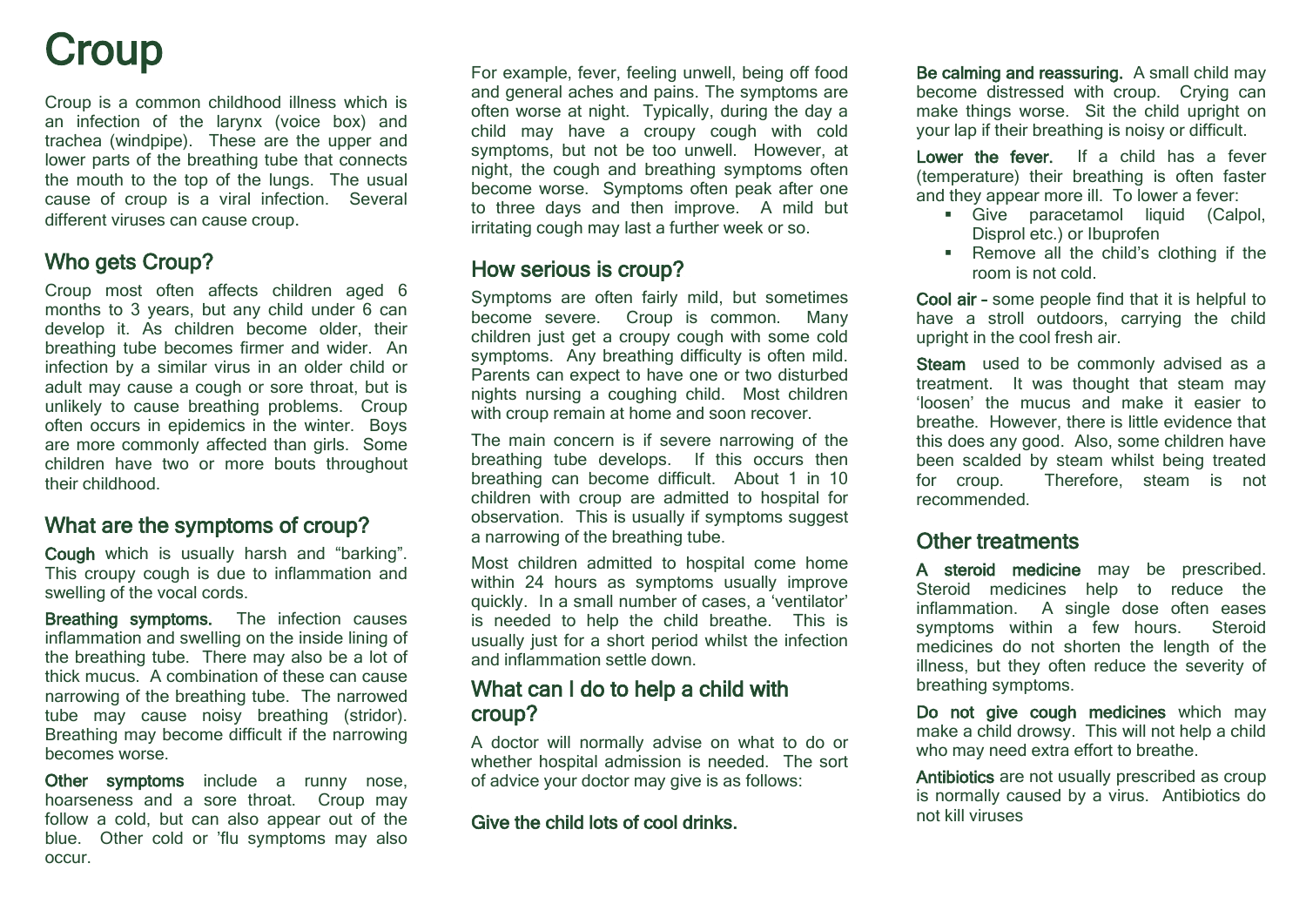# Croup

Croup is a common childhood illness which is an infection of the larynx (voice box) and trachea (windpipe). These are the upper and lower parts of the breathing tube that connects the mouth to the top of the lungs. The usual cause of croup is a viral infection. Several different viruses can cause croup.

## Who gets Croup?

Croup most often affects children aged 6 months to 3 years, but any child under 6 can develop it. As children become older, their breathing tube becomes firmer and wider. An infection by a similar virus in an older child or adult may cause a cough or sore throat, but is unlikely to cause breathing problems. Croup often occurs in epidemics in the winter. Boys are more commonly affected than girls. Some children have two or more bouts throughout their childhood.

## What are the symptoms of croup?

**Cough** which is usually harsh and "barking". This croupy cough is due to inflammation and swelling of the vocal cords.

**Breathing symptoms.** The infection causes inflammation and swelling on the inside lining of the breathing tube. There may also be a lot of thick mucus. A combination of these can cause narrowing of the breathing tube. The narrowed tube may cause noisy breathing (stridor). Breathing may become difficult if the narrowing becomes worse.

**Other symptoms** include a runny nose, hoarseness and a sore throat. Croup may follow a cold, but can also appear out of the blue. Other cold or 'flu symptoms may also occur. For example, fever, feeling unwell, being off food and general aches and pains. The symptoms are often worse at night. Typically, during the day a child may have a croupy cough with cold symptoms, but not be too unwell. However, at night, the cough and breathing symptoms often become worse. Symptoms often peak after one to three days and then improve. A mild but irritating cough may last a further week or so.

## How serious is croup?

Symptoms are often fairly mild, but sometimes become severe. Croup is common. Many children just get a croupy cough with some cold symptoms. Any breathing difficulty is often mild. Parents can expect to have one or two disturbed nights nursing a coughing child. Most children with croup remain at home and soon recover.

The main concern is if severe narrowing of the breathing tube develops. If this occurs then breathing can become difficult. About 1 in 10 children with croup are admitted to hospital for observation. This is usually if symptoms suggest a narrowing of the breathing tube.

Most children admitted to hospital come home within 24 hours as symptoms usually improve quickly. In a small number of cases, a 'ventilator' is needed to help the child breathe. This is usually just for a short period whilst the infection and inflammation settle down.

## What can I do to help a child with croup?

A doctor will normally advise on what to do or whether hospital admission is needed. The sort of advice your doctor may give is as follows:

**Give the child lots of cool drinks.**

**Be calming and reassuring.** A small child may become distressed with croup. Crying can make things worse. Sit the child upright on your lap if their breathing is noisy or difficult.

**Lower the fever.** If a child has a fever (temperature) their breathing is often faster and they appear more ill. To lower a fever:

- Give paracetamol liquid (Calpol, Disprol etc.) or Ibuprofen
- Remove all the child's clothing if the room is not cold.

**Cool air** – some people find that it is helpful to have a stroll outdoors, carrying the child upright in the cool fresh air.

**Steam** used to be commonly advised as a treatment. It was thought that steam may 'loosen' the mucus and make it easier to breathe. However, there is little evidence that this does any good. Also, some children have been scalded by steam whilst being treated for croup. Therefore, steam is not recommended.

## Other treatments

**A steroid medicine** may be prescribed. Steroid medicines help to reduce the inflammation. A single dose often eases symptoms within a few hours. Steroid medicines do not shorten the length of the illness, but they often reduce the severity of breathing symptoms.

**Do not give cough medicines** which may make a child drowsy. This will not help a child who may need extra effort to breathe.

**Antibiotics** are not usually prescribed as croup is normally caused by a virus. Antibiotics do not kill viruses